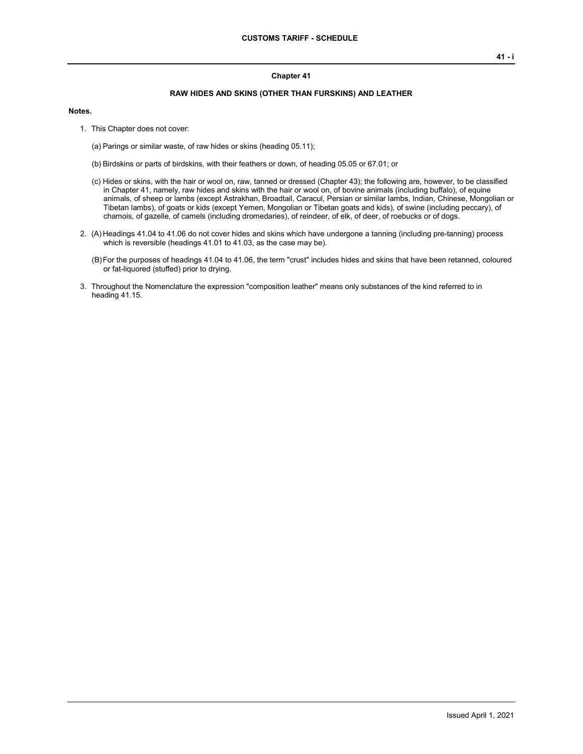# Chapter 41

## RAW HIDES AND SKINS (OTHER THAN FURSKINS) AND LEATHER

**Notes.**

1. This Chapter does not cover:

   (a) Parings or similar waste, of raw hides or skins (heading 05.11);

   (b) Birdskins or parts of birdskins, with their feathers or down, of heading 05.05 or 67.01; or

   (c) Hides or skins, with the hair or wool on, raw, tanned or dressed (Chapter 43); the following are, however, to be classified in Chapter 41, namely, raw hides and skins with the hair or wool on, of bovine animals (including buffalo), of equine animals, of sheep or lambs (except Astrakhan, Broadtail, Caracul, Persian or similar lambs, Indian, Chinese, Mongolian or Tibetan lambs), of goats or kids (except Yemen, Mongolian or Tibetan goats and kids), of swine (including peccary), of chamois, of gazelle, of camels (including dromedaries), of reindeer, of elk, of deer, of roebucks or of dogs.

2. (A) Headings 41.04 to 41.06 do not cover hides and skins which have undergone a tanning (including pre-tanning) process which is reversible (headings 41.01 to 41.03, as the case may be).

   (B) For the purposes of headings 41.04 to 41.06, the term "crust" includes hides and skins that have been retanned, coloured or fat-liquored (stuffed) prior to drying.

3. Throughout the Nomenclature the expression "composition leather" means only substances of the kind referred to in heading 41.15.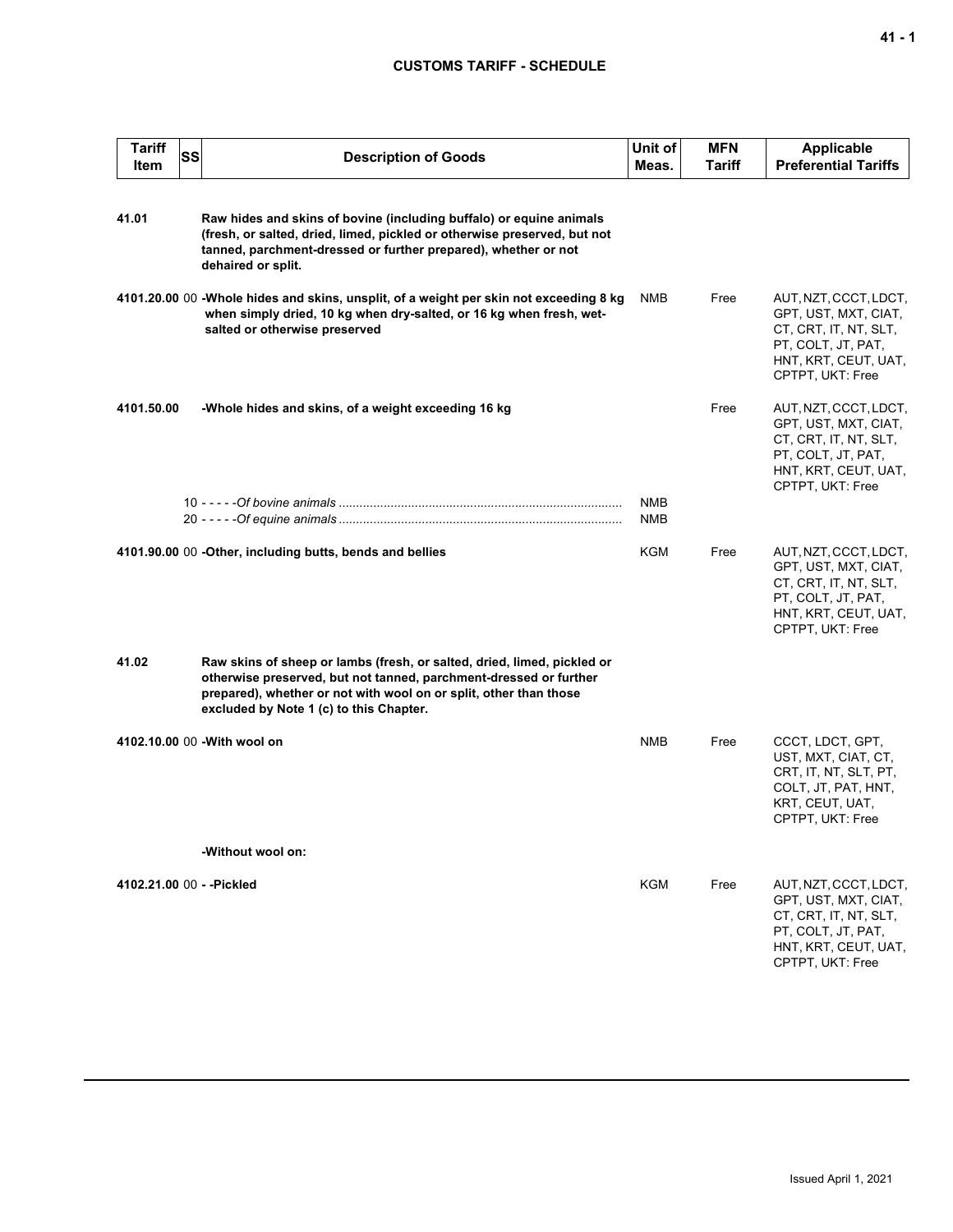| Tariff Item | SS | Description of Goods | Unit of Meas. | MFN Tariff | Applicable Preferential Tariffs |
|---|---|---|---|---|---|
| 41.01 | | **Raw hides and skins of bovine (including buffalo) or equine animals (fresh, or salted, dried, limed, pickled or otherwise preserved, but not tanned, parchment-dressed or further prepared), whether or not dehaired or split.** | | | |
| 4101.20.00 | 00 | **-Whole hides and skins, unsplit, of a weight per skin not exceeding 8 kg when simply dried, 10 kg when dry-salted, or 16 kg when fresh, wet-salted or otherwise preserved** | NMB | Free | AUT, NZT, CCCT, LDCT, GPT, UST, MXT, CIAT, CT, CRT, IT, NT, SLT, PT, COLT, JT, PAT, HNT, KRT, CEUT, UAT, CPTPT, UKT: Free |
| 4101.50.00 | | **-Whole hides and skins, of a weight exceeding 16 kg** | | Free | AUT, NZT, CCCT, LDCT, GPT, UST, MXT, CIAT, CT, CRT, IT, NT, SLT, PT, COLT, JT, PAT, HNT, KRT, CEUT, UAT, CPTPT, UKT: Free |
| | 10 | - - - - -*Of bovine animals* | NMB | | |
| | 20 | - - - - -*Of equine animals* | NMB | | |
| 4101.90.00 | 00 | **-Other, including butts, bends and bellies** | KGM | Free | AUT, NZT, CCCT, LDCT, GPT, UST, MXT, CIAT, CT, CRT, IT, NT, SLT, PT, COLT, JT, PAT, HNT, KRT, CEUT, UAT, CPTPT, UKT: Free |
| 41.02 | | **Raw skins of sheep or lambs (fresh, or salted, dried, limed, pickled or otherwise preserved, but not tanned, parchment-dressed or further prepared), whether or not with wool on or split, other than those excluded by Note 1 (c) to this Chapter.** | | | |
| 4102.10.00 | 00 | **-With wool on** | NMB | Free | CCCT, LDCT, GPT, UST, MXT, CIAT, CT, CRT, IT, NT, SLT, PT, COLT, JT, PAT, HNT, KRT, CEUT, UAT, CPTPT, UKT: Free |
| | | **-Without wool on:** | | | |
| 4102.21.00 | 00 | **- -Pickled** | KGM | Free | AUT, NZT, CCCT, LDCT, GPT, UST, MXT, CIAT, CT, CRT, IT, NT, SLT, PT, COLT, JT, PAT, HNT, KRT, CEUT, UAT, CPTPT, UKT: Free |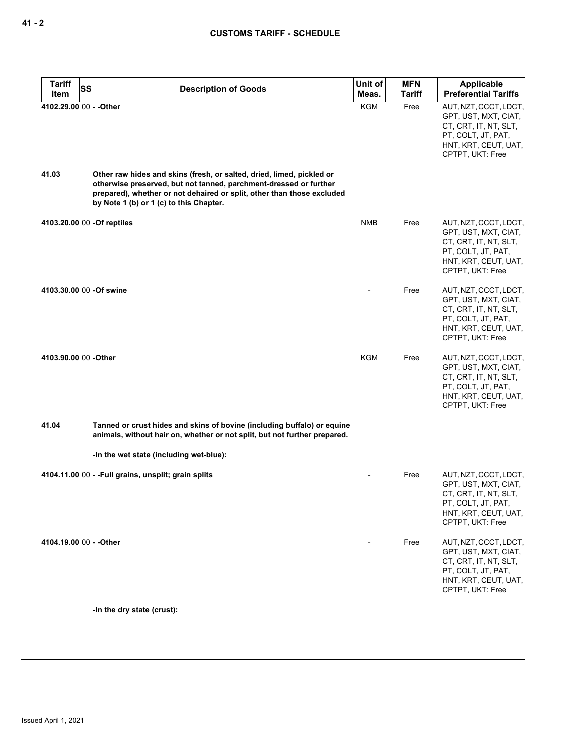| Tariff Item | SS | Description of Goods | Unit of Meas. | MFN Tariff | Applicable Preferential Tariffs |
|---|---|---|---|---|---|
| 4102.29.00 | 00 | - -Other | KGM | Free | AUT, NZT, CCCT, LDCT, GPT, UST, MXT, CIAT, CT, CRT, IT, NT, SLT, PT, COLT, JT, PAT, HNT, KRT, CEUT, UAT, CPTPT, UKT: Free |
| **41.03** | | **Other raw hides and skins (fresh, or salted, dried, limed, pickled or otherwise preserved, but not tanned, parchment-dressed or further prepared), whether or not dehaired or split, other than those excluded by Note 1 (b) or 1 (c) to this Chapter.** | | | |
| 4103.20.00 | 00 | -Of reptiles | NMB | Free | AUT, NZT, CCCT, LDCT, GPT, UST, MXT, CIAT, CT, CRT, IT, NT, SLT, PT, COLT, JT, PAT, HNT, KRT, CEUT, UAT, CPTPT, UKT: Free |
| 4103.30.00 | 00 | -Of swine | - | Free | AUT, NZT, CCCT, LDCT, GPT, UST, MXT, CIAT, CT, CRT, IT, NT, SLT, PT, COLT, JT, PAT, HNT, KRT, CEUT, UAT, CPTPT, UKT: Free |
| 4103.90.00 | 00 | -Other | KGM | Free | AUT, NZT, CCCT, LDCT, GPT, UST, MXT, CIAT, CT, CRT, IT, NT, SLT, PT, COLT, JT, PAT, HNT, KRT, CEUT, UAT, CPTPT, UKT: Free |
| **41.04** | | **Tanned or crust hides and skins of bovine (including buffalo) or equine animals, without hair on, whether or not split, but not further prepared.** | | | |
| | | **-In the wet state (including wet-blue):** | | | |
| 4104.11.00 | 00 | - -Full grains, unsplit; grain splits | - | Free | AUT, NZT, CCCT, LDCT, GPT, UST, MXT, CIAT, CT, CRT, IT, NT, SLT, PT, COLT, JT, PAT, HNT, KRT, CEUT, UAT, CPTPT, UKT: Free |
| 4104.19.00 | 00 | - -Other | - | Free | AUT, NZT, CCCT, LDCT, GPT, UST, MXT, CIAT, CT, CRT, IT, NT, SLT, PT, COLT, JT, PAT, HNT, KRT, CEUT, UAT, CPTPT, UKT: Free |
| | | **-In the dry state (crust):** | | | |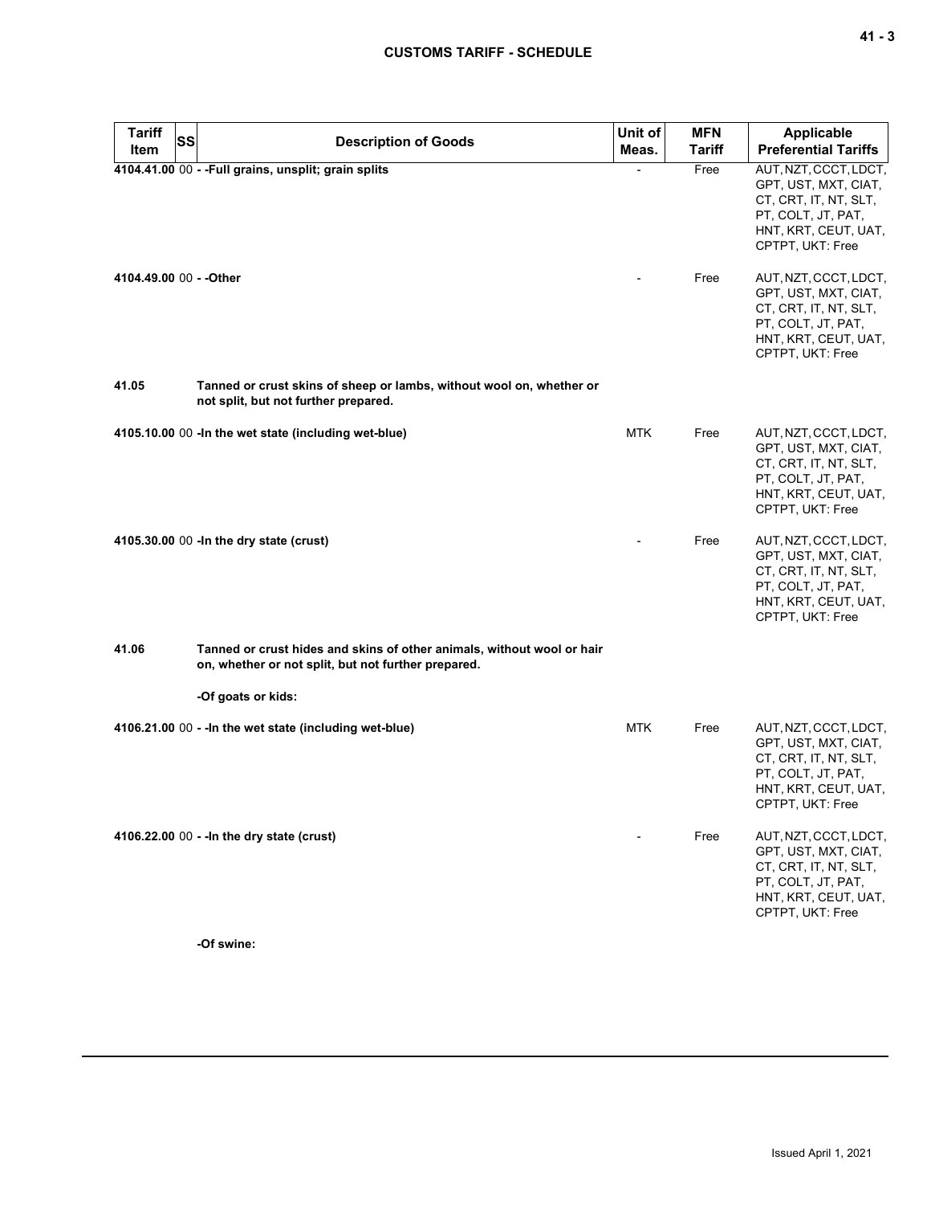| Tariff Item | SS | Description of Goods | Unit of Meas. | MFN Tariff | Applicable Preferential Tariffs |
|---|---|---|---|---|---|
| 4104.41.00 | 00 | - -Full grains, unsplit; grain splits | - | Free | AUT, NZT, CCCT, LDCT, GPT, UST, MXT, CIAT, CT, CRT, IT, NT, SLT, PT, COLT, JT, PAT, HNT, KRT, CEUT, UAT, CPTPT, UKT: Free |
| 4104.49.00 | 00 | - -Other | - | Free | AUT, NZT, CCCT, LDCT, GPT, UST, MXT, CIAT, CT, CRT, IT, NT, SLT, PT, COLT, JT, PAT, HNT, KRT, CEUT, UAT, CPTPT, UKT: Free |
| 41.05 | | Tanned or crust skins of sheep or lambs, without wool on, whether or not split, but not further prepared. | | | |
| 4105.10.00 | 00 | -In the wet state (including wet-blue) | MTK | Free | AUT, NZT, CCCT, LDCT, GPT, UST, MXT, CIAT, CT, CRT, IT, NT, SLT, PT, COLT, JT, PAT, HNT, KRT, CEUT, UAT, CPTPT, UKT: Free |
| 4105.30.00 | 00 | -In the dry state (crust) | - | Free | AUT, NZT, CCCT, LDCT, GPT, UST, MXT, CIAT, CT, CRT, IT, NT, SLT, PT, COLT, JT, PAT, HNT, KRT, CEUT, UAT, CPTPT, UKT: Free |
| 41.06 | | Tanned or crust hides and skins of other animals, without wool or hair on, whether or not split, but not further prepared. | | | |
| | | -Of goats or kids: | | | |
| 4106.21.00 | 00 | - -In the wet state (including wet-blue) | MTK | Free | AUT, NZT, CCCT, LDCT, GPT, UST, MXT, CIAT, CT, CRT, IT, NT, SLT, PT, COLT, JT, PAT, HNT, KRT, CEUT, UAT, CPTPT, UKT: Free |
| 4106.22.00 | 00 | - -In the dry state (crust) | - | Free | AUT, NZT, CCCT, LDCT, GPT, UST, MXT, CIAT, CT, CRT, IT, NT, SLT, PT, COLT, JT, PAT, HNT, KRT, CEUT, UAT, CPTPT, UKT: Free |
| | | -Of swine: | | | |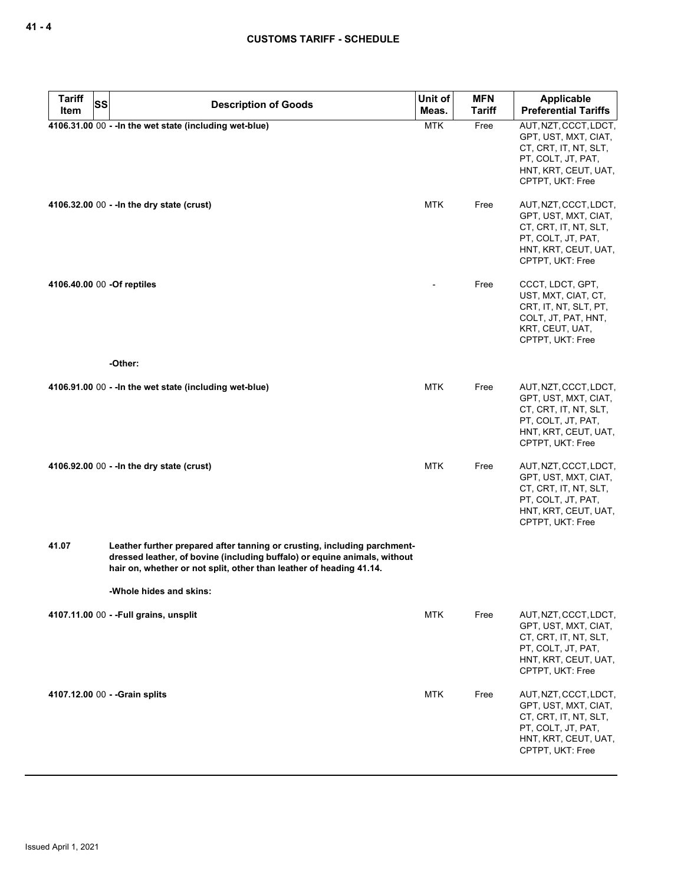| Tariff Item | SS | Description of Goods | Unit of Meas. | MFN Tariff | Applicable Preferential Tariffs |
|---|---|---|---|---|---|
| 4106.31.00 | 00 | - -In the wet state (including wet-blue) | MTK | Free | AUT, NZT, CCCT, LDCT, GPT, UST, MXT, CIAT, CT, CRT, IT, NT, SLT, PT, COLT, JT, PAT, HNT, KRT, CEUT, UAT, CPTPT, UKT: Free |
| 4106.32.00 | 00 | - -In the dry state (crust) | MTK | Free | AUT, NZT, CCCT, LDCT, GPT, UST, MXT, CIAT, CT, CRT, IT, NT, SLT, PT, COLT, JT, PAT, HNT, KRT, CEUT, UAT, CPTPT, UKT: Free |
| 4106.40.00 | 00 | -Of reptiles | - | Free | CCCT, LDCT, GPT, UST, MXT, CIAT, CT, CRT, IT, NT, SLT, PT, COLT, JT, PAT, HNT, KRT, CEUT, UAT, CPTPT, UKT: Free |
| | | -Other: | | | |
| 4106.91.00 | 00 | - -In the wet state (including wet-blue) | MTK | Free | AUT, NZT, CCCT, LDCT, GPT, UST, MXT, CIAT, CT, CRT, IT, NT, SLT, PT, COLT, JT, PAT, HNT, KRT, CEUT, UAT, CPTPT, UKT: Free |
| 4106.92.00 | 00 | - -In the dry state (crust) | MTK | Free | AUT, NZT, CCCT, LDCT, GPT, UST, MXT, CIAT, CT, CRT, IT, NT, SLT, PT, COLT, JT, PAT, HNT, KRT, CEUT, UAT, CPTPT, UKT: Free |
| 41.07 | | Leather further prepared after tanning or crusting, including parchment-dressed leather, of bovine (including buffalo) or equine animals, without hair on, whether or not split, other than leather of heading 41.14. | | | |
| | | -Whole hides and skins: | | | |
| 4107.11.00 | 00 | - -Full grains, unsplit | MTK | Free | AUT, NZT, CCCT, LDCT, GPT, UST, MXT, CIAT, CT, CRT, IT, NT, SLT, PT, COLT, JT, PAT, HNT, KRT, CEUT, UAT, CPTPT, UKT: Free |
| 4107.12.00 | 00 | - -Grain splits | MTK | Free | AUT, NZT, CCCT, LDCT, GPT, UST, MXT, CIAT, CT, CRT, IT, NT, SLT, PT, COLT, JT, PAT, HNT, KRT, CEUT, UAT, CPTPT, UKT: Free |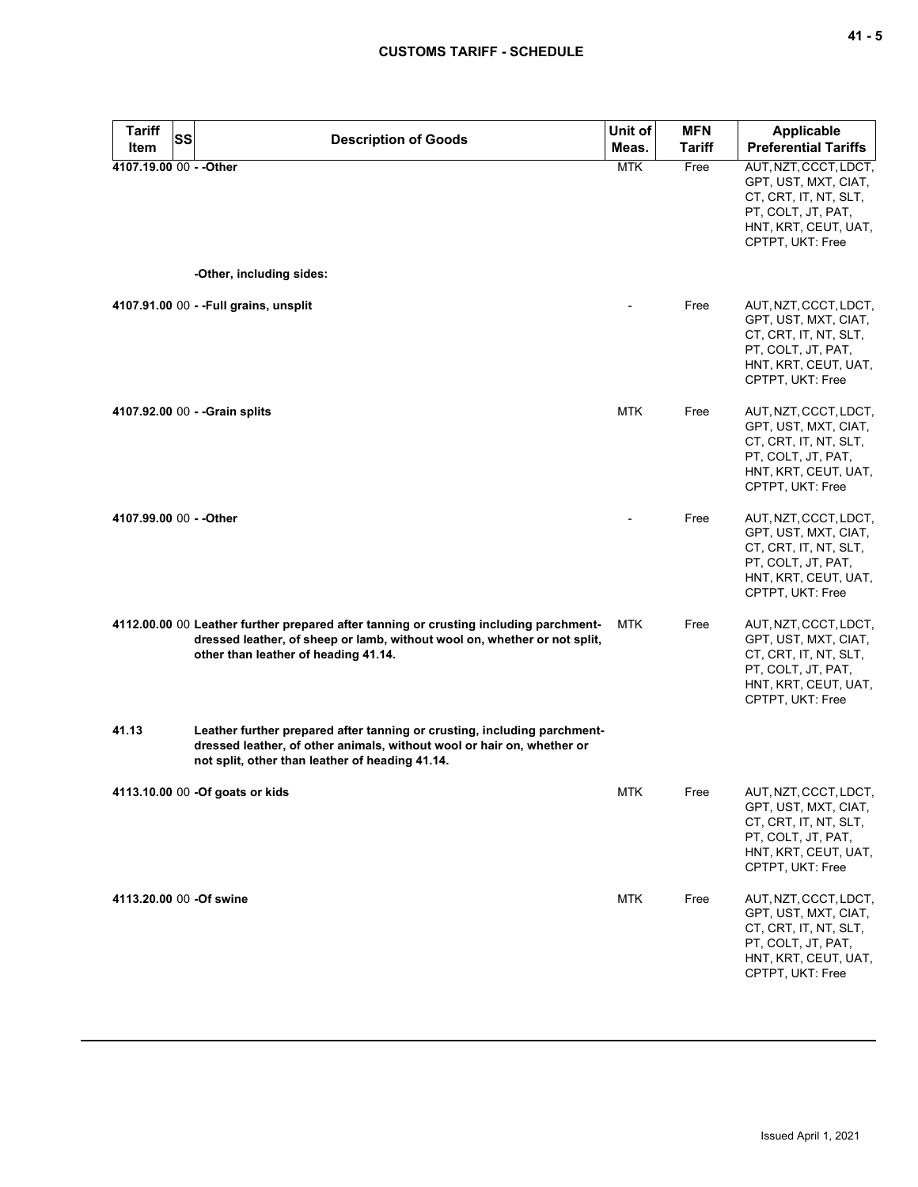| Tariff Item | SS | Description of Goods | Unit of Meas. | MFN Tariff | Applicable Preferential Tariffs |
|---|---|---|---|---|---|
| 4107.19.00 | 00 | - -Other | MTK | Free | AUT, NZT, CCCT, LDCT, GPT, UST, MXT, CIAT, CT, CRT, IT, NT, SLT, PT, COLT, JT, PAT, HNT, KRT, CEUT, UAT, CPTPT, UKT: Free |
| | | -Other, including sides: | | | |
| 4107.91.00 | 00 | - -Full grains, unsplit | - | Free | AUT, NZT, CCCT, LDCT, GPT, UST, MXT, CIAT, CT, CRT, IT, NT, SLT, PT, COLT, JT, PAT, HNT, KRT, CEUT, UAT, CPTPT, UKT: Free |
| 4107.92.00 | 00 | - -Grain splits | MTK | Free | AUT, NZT, CCCT, LDCT, GPT, UST, MXT, CIAT, CT, CRT, IT, NT, SLT, PT, COLT, JT, PAT, HNT, KRT, CEUT, UAT, CPTPT, UKT: Free |
| 4107.99.00 | 00 | - -Other | - | Free | AUT, NZT, CCCT, LDCT, GPT, UST, MXT, CIAT, CT, CRT, IT, NT, SLT, PT, COLT, JT, PAT, HNT, KRT, CEUT, UAT, CPTPT, UKT: Free |
| 4112.00.00 | 00 | Leather further prepared after tanning or crusting including parchment-dressed leather, of sheep or lamb, without wool on, whether or not split, other than leather of heading 41.14. | MTK | Free | AUT, NZT, CCCT, LDCT, GPT, UST, MXT, CIAT, CT, CRT, IT, NT, SLT, PT, COLT, JT, PAT, HNT, KRT, CEUT, UAT, CPTPT, UKT: Free |
| 41.13 | | Leather further prepared after tanning or crusting, including parchment-dressed leather, of other animals, without wool or hair on, whether or not split, other than leather of heading 41.14. | | | |
| 4113.10.00 | 00 | -Of goats or kids | MTK | Free | AUT, NZT, CCCT, LDCT, GPT, UST, MXT, CIAT, CT, CRT, IT, NT, SLT, PT, COLT, JT, PAT, HNT, KRT, CEUT, UAT, CPTPT, UKT: Free |
| 4113.20.00 | 00 | -Of swine | MTK | Free | AUT, NZT, CCCT, LDCT, GPT, UST, MXT, CIAT, CT, CRT, IT, NT, SLT, PT, COLT, JT, PAT, HNT, KRT, CEUT, UAT, CPTPT, UKT: Free |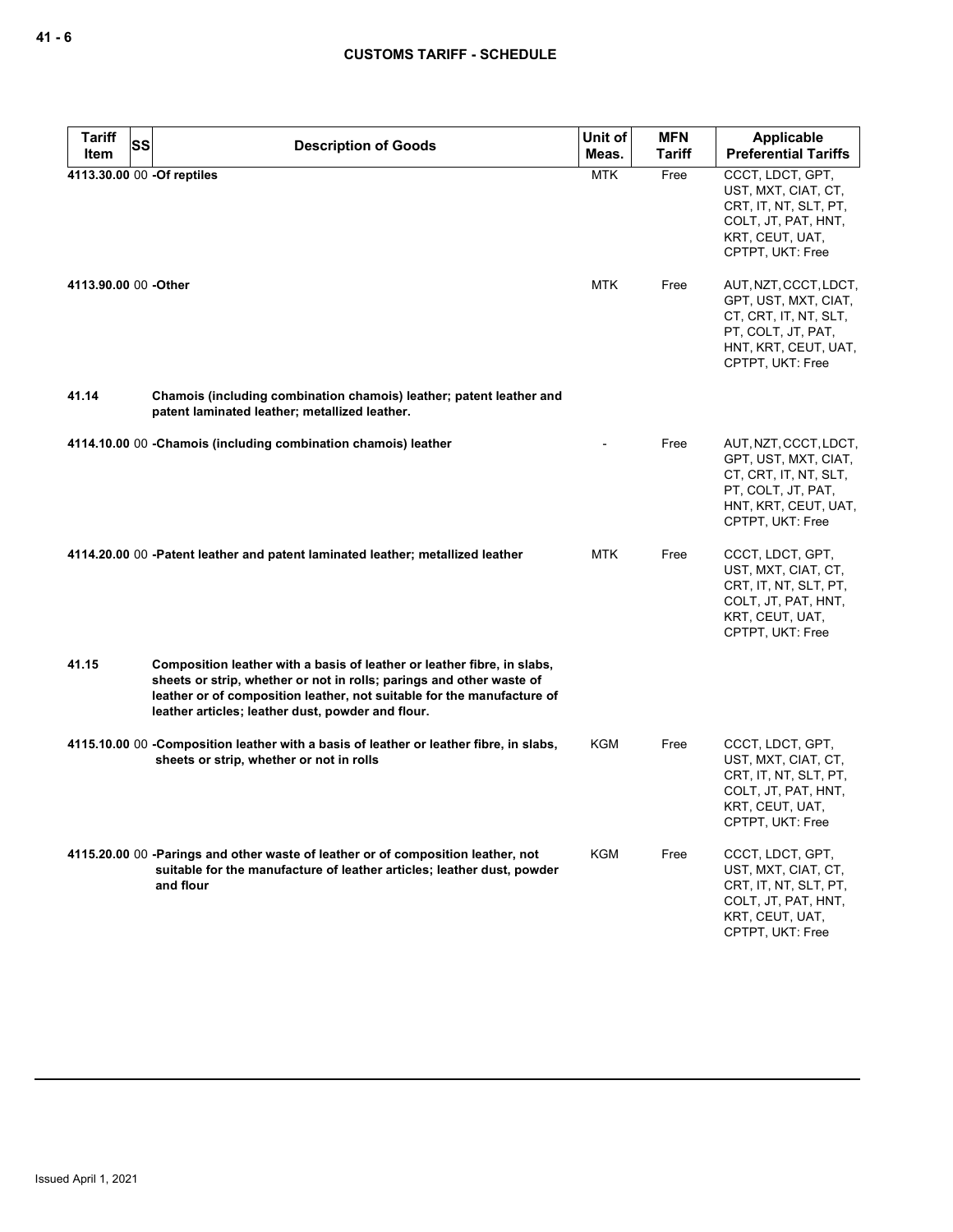| Tariff Item | SS | Description of Goods | Unit of Meas. | MFN Tariff | Applicable Preferential Tariffs |
|---|---|---|---|---|---|
| 4113.30.00 | 00 | -Of reptiles | MTK | Free | CCCT, LDCT, GPT, UST, MXT, CIAT, CT, CRT, IT, NT, SLT, PT, COLT, JT, PAT, HNT, KRT, CEUT, UAT, CPTPT, UKT: Free |
| 4113.90.00 | 00 | -Other | MTK | Free | AUT, NZT, CCCT, LDCT, GPT, UST, MXT, CIAT, CT, CRT, IT, NT, SLT, PT, COLT, JT, PAT, HNT, KRT, CEUT, UAT, CPTPT, UKT: Free |
| 41.14 | | **Chamois (including combination chamois) leather; patent leather and patent laminated leather; metallized leather.** | | | |
| 4114.10.00 | 00 | -Chamois (including combination chamois) leather | - | Free | AUT, NZT, CCCT, LDCT, GPT, UST, MXT, CIAT, CT, CRT, IT, NT, SLT, PT, COLT, JT, PAT, HNT, KRT, CEUT, UAT, CPTPT, UKT: Free |
| 4114.20.00 | 00 | -Patent leather and patent laminated leather; metallized leather | MTK | Free | CCCT, LDCT, GPT, UST, MXT, CIAT, CT, CRT, IT, NT, SLT, PT, COLT, JT, PAT, HNT, KRT, CEUT, UAT, CPTPT, UKT: Free |
| 41.15 | | **Composition leather with a basis of leather or leather fibre, in slabs, sheets or strip, whether or not in rolls; parings and other waste of leather or of composition leather, not suitable for the manufacture of leather articles; leather dust, powder and flour.** | | | |
| 4115.10.00 | 00 | -Composition leather with a basis of leather or leather fibre, in slabs, sheets or strip, whether or not in rolls | KGM | Free | CCCT, LDCT, GPT, UST, MXT, CIAT, CT, CRT, IT, NT, SLT, PT, COLT, JT, PAT, HNT, KRT, CEUT, UAT, CPTPT, UKT: Free |
| 4115.20.00 | 00 | -Parings and other waste of leather or of composition leather, not suitable for the manufacture of leather articles; leather dust, powder and flour | KGM | Free | CCCT, LDCT, GPT, UST, MXT, CIAT, CT, CRT, IT, NT, SLT, PT, COLT, JT, PAT, HNT, KRT, CEUT, UAT, CPTPT, UKT: Free |